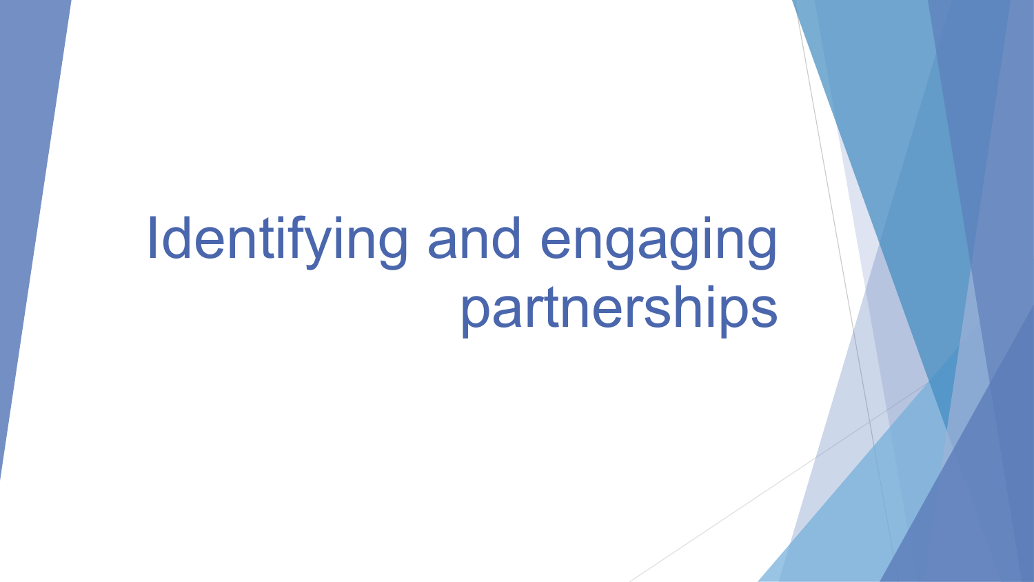# Identifying and engaging partnerships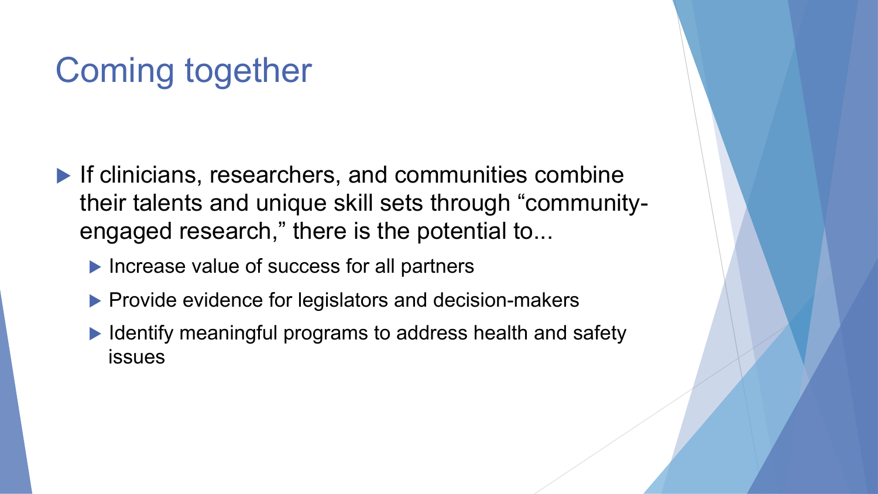# Coming together

- If clinicians, researchers, and communities combine their talents and unique skill sets through "community-engaged research," there is the potential to...
  - Increase value of success for all partners
  - Provide evidence for legislators and decision-makers
  - Identify meaningful programs to address health and safety issues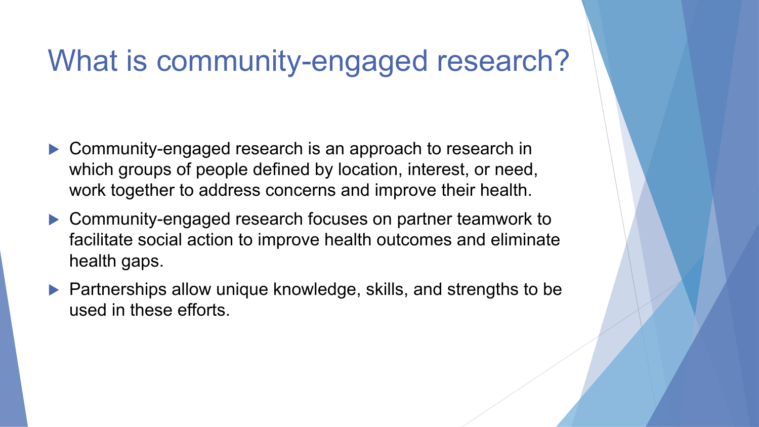# What is community-engaged research?

- Community-engaged research is an approach to research in which groups of people defined by location, interest, or need, work together to address concerns and improve their health.
- Community-engaged research focuses on partner teamwork to facilitate social action to improve health outcomes and eliminate health gaps.
- Partnerships allow unique knowledge, skills, and strengths to be used in these efforts.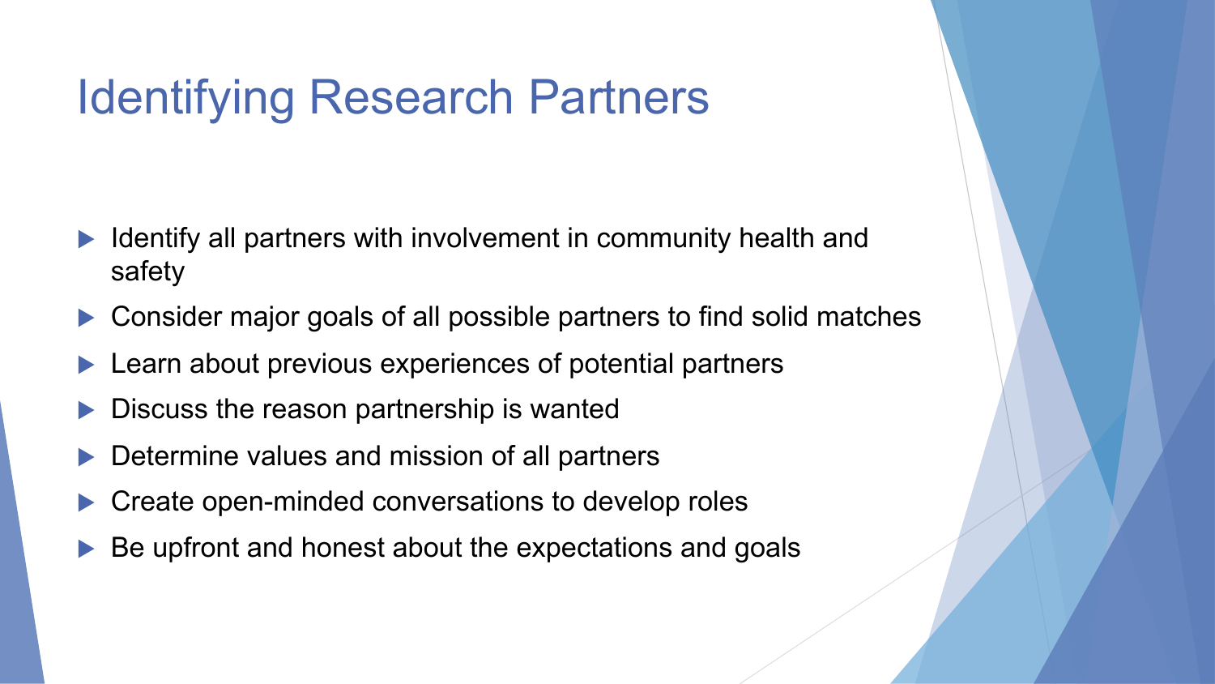# Identifying Research Partners

- Identify all partners with involvement in community health and safety
- Consider major goals of all possible partners to find solid matches
- Learn about previous experiences of potential partners
- Discuss the reason partnership is wanted
- Determine values and mission of all partners
- Create open-minded conversations to develop roles
- Be upfront and honest about the expectations and goals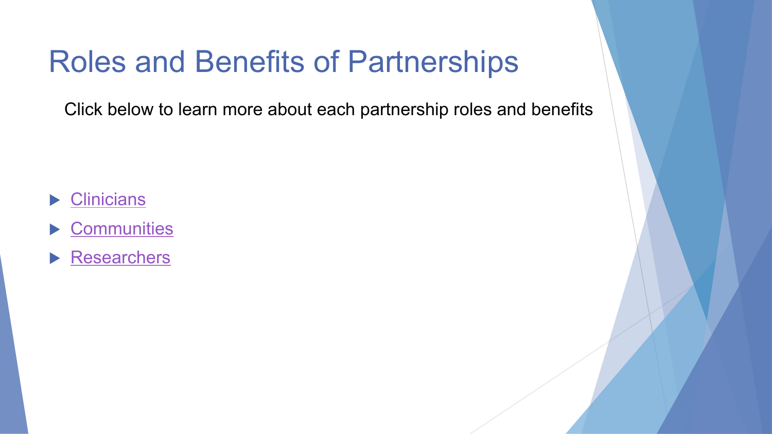# Roles and Benefits of Partnerships

Click below to learn more about each partnership roles and benefits

- Clinicians
- Communities
- Researchers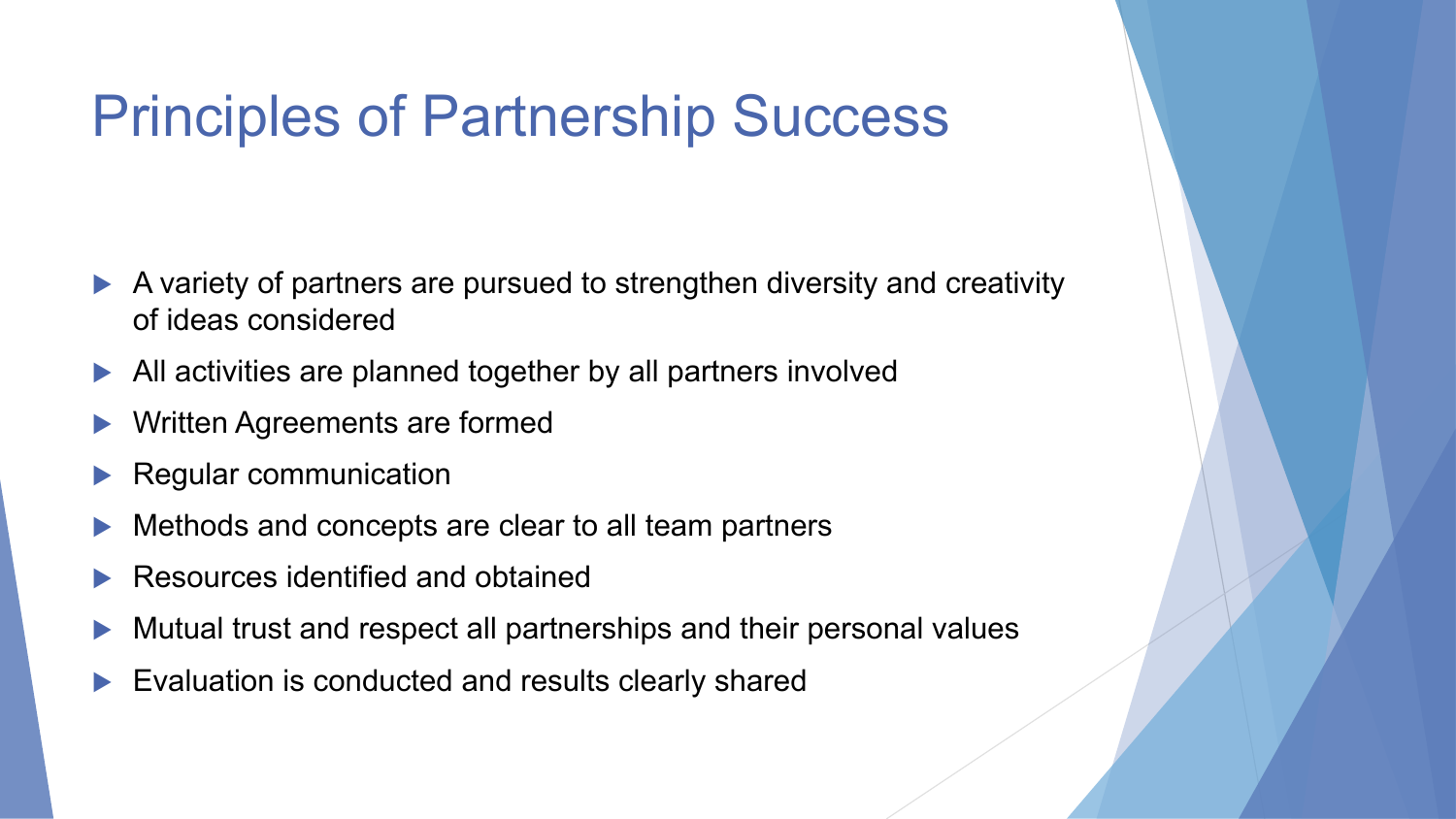# Principles of Partnership Success

- A variety of partners are pursued to strengthen diversity and creativity of ideas considered
- All activities are planned together by all partners involved
- Written Agreements are formed
- Regular communication
- Methods and concepts are clear to all team partners
- Resources identified and obtained
- Mutual trust and respect all partnerships and their personal values
- Evaluation is conducted and results clearly shared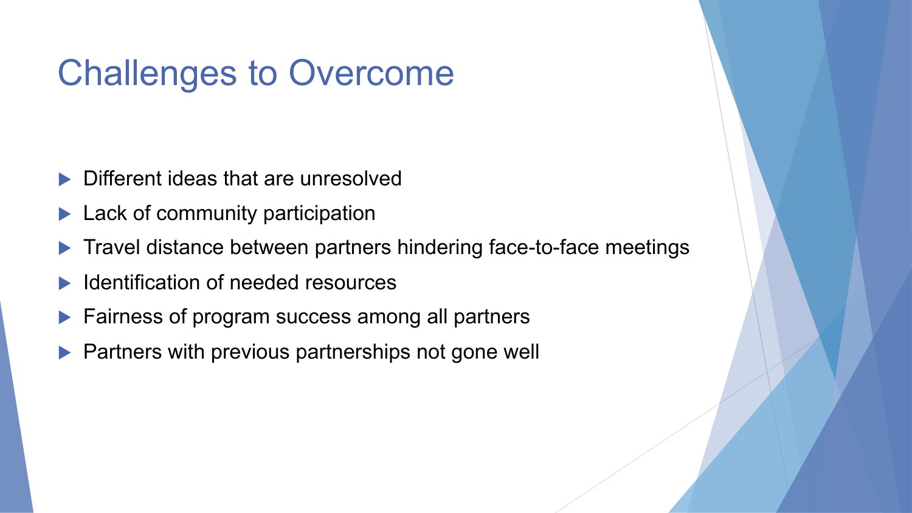# Challenges to Overcome

- Different ideas that are unresolved
- Lack of community participation
- Travel distance between partners hindering face-to-face meetings
- Identification of needed resources
- Fairness of program success among all partners
- Partners with previous partnerships not gone well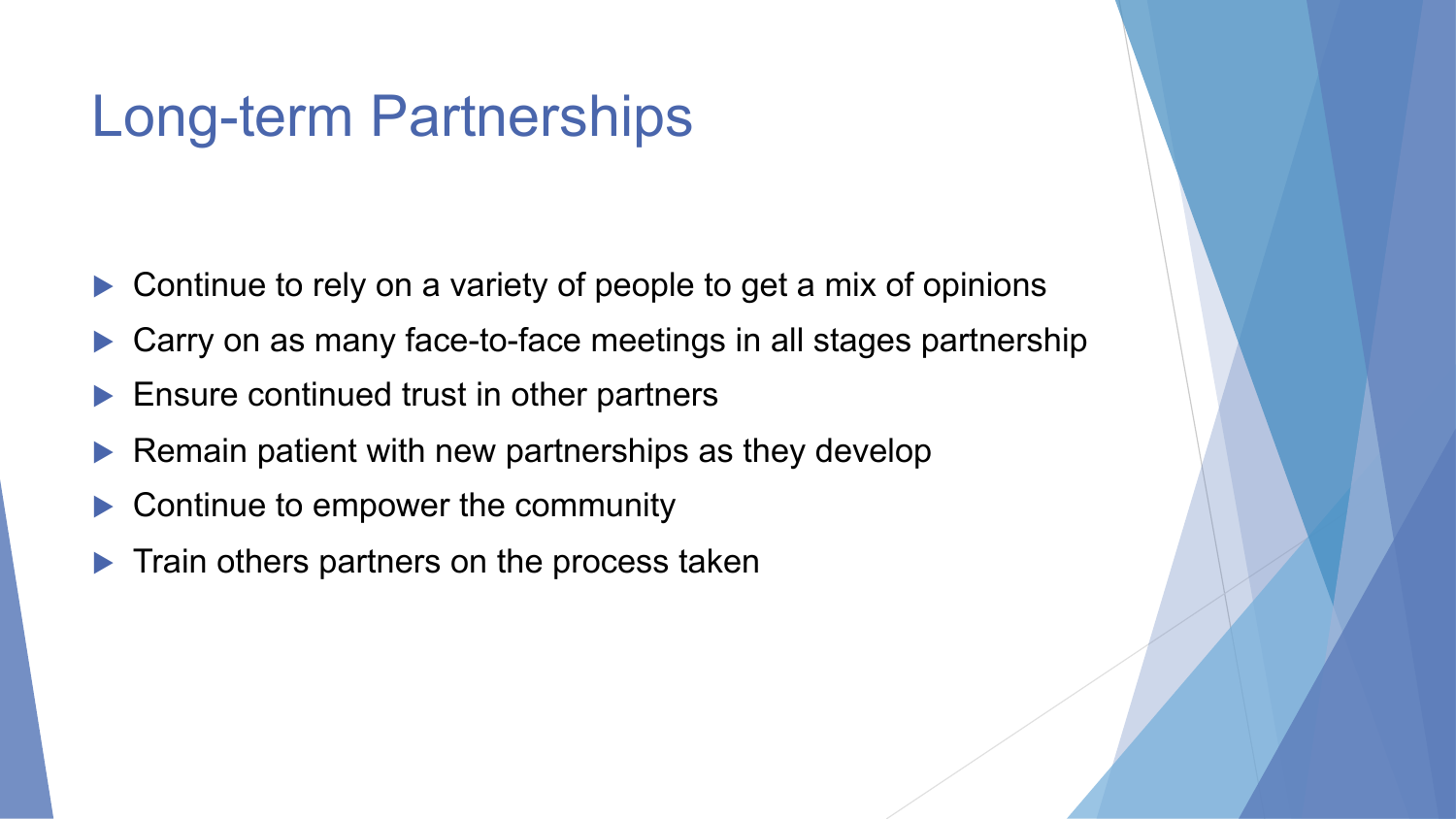# Long-term Partnerships

- Continue to rely on a variety of people to get a mix of opinions
- Carry on as many face-to-face meetings in all stages partnership
- Ensure continued trust in other partners
- Remain patient with new partnerships as they develop
- Continue to empower the community
- Train others partners on the process taken